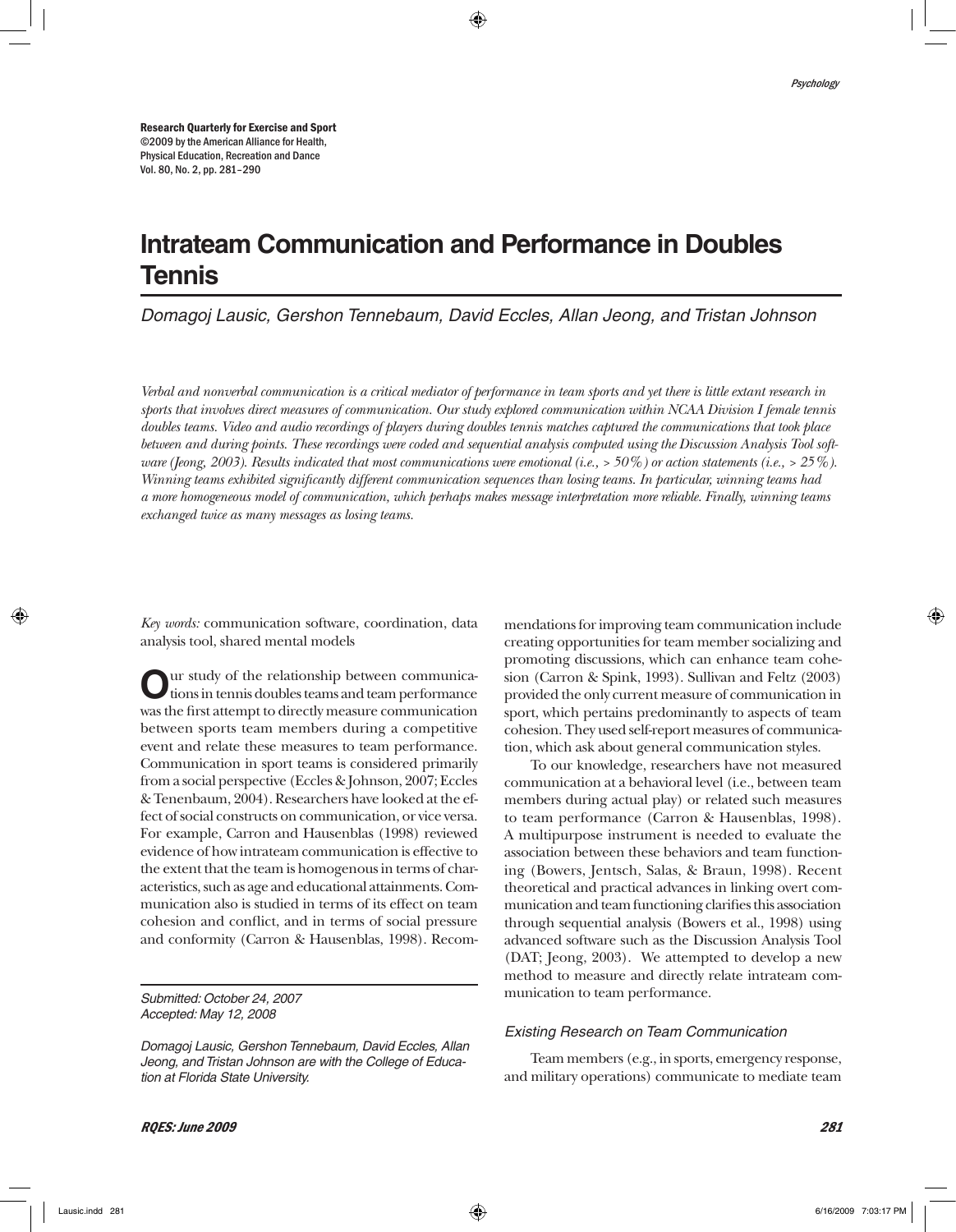Research Quarterly for Exercise and Sport
©2009 by the American Alliance for Health, Physical Education, Recreation and Dance
Vol. 80, No. 2, pp. 281–290

# Intrateam Communication and Performance in Doubles Tennis

*Domagoj Lausic, Gershon Tennebaum, David Eccles, Allan Jeong, and Tristan Johnson*

*Verbal and nonverbal communication is a critical mediator of performance in team sports and yet there is little extant research in sports that involves direct measures of communication. Our study explored communication within NCAA Division I female tennis doubles teams. Video and audio recordings of players during doubles tennis matches captured the communications that took place between and during points. These recordings were coded and sequential analysis computed using the Discussion Analysis Tool software (Jeong, 2003). Results indicated that most communications were emotional (i.e., > 50%) or action statements (i.e., > 25%). Winning teams exhibited significantly different communication sequences than losing teams. In particular, winning teams had a more homogeneous model of communication, which perhaps makes message interpretation more reliable. Finally, winning teams exchanged twice as many messages as losing teams.*

*Key words:* communication software, coordination, data analysis tool, shared mental models

Our study of the relationship between communications in tennis doubles teams and team performance was the first attempt to directly measure communication between sports team members during a competitive event and relate these measures to team performance. Communication in sport teams is considered primarily from a social perspective (Eccles & Johnson, 2007; Eccles & Tenenbaum, 2004). Researchers have looked at the effect of social constructs on communication, or vice versa. For example, Carron and Hausenblas (1998) reviewed evidence of how intrateam communication is effective to the extent that the team is homogenous in terms of characteristics, such as age and educational attainments. Communication also is studied in terms of its effect on team cohesion and conflict, and in terms of social pressure and conformity (Carron & Hausenblas, 1998). Recommendations for improving team communication include creating opportunities for team member socializing and promoting discussions, which can enhance team cohesion (Carron & Spink, 1993). Sullivan and Feltz (2003) provided the only current measure of communication in sport, which pertains predominantly to aspects of team cohesion. They used self-report measures of communication, which ask about general communication styles.

To our knowledge, researchers have not measured communication at a behavioral level (i.e., between team members during actual play) or related such measures to team performance (Carron & Hausenblas, 1998). A multipurpose instrument is needed to evaluate the association between these behaviors and team functioning (Bowers, Jentsch, Salas, & Braun, 1998). Recent theoretical and practical advances in linking overt communication and team functioning clarifies this association through sequential analysis (Bowers et al., 1998) using advanced software such as the Discussion Analysis Tool (DAT; Jeong, 2003). We attempted to develop a new method to measure and directly relate intrateam communication to team performance.

### Existing Research on Team Communication

Team members (e.g., in sports, emergency response, and military operations) communicate to mediate team

*Submitted: October 24, 2007*
*Accepted: May 12, 2008*

*Domagoj Lausic, Gershon Tennebaum, David Eccles, Allan Jeong, and Tristan Johnson are with the College of Education at Florida State University.*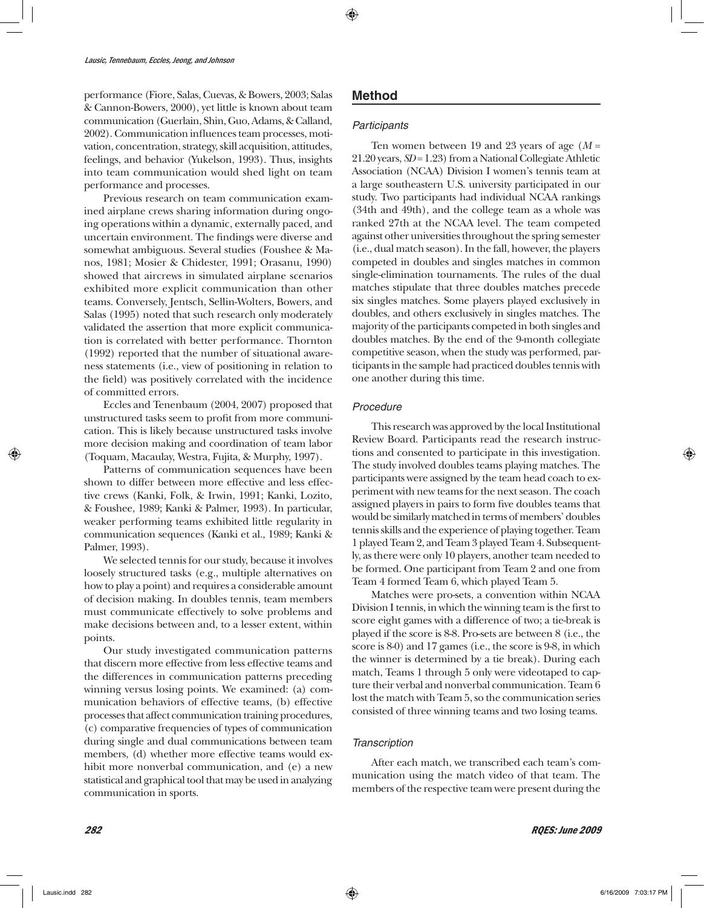performance (Fiore, Salas, Cuevas, & Bowers, 2003; Salas & Cannon-Bowers, 2000), yet little is known about team communication (Guerlain, Shin, Guo, Adams, & Calland, 2002). Communication influences team processes, motivation, concentration, strategy, skill acquisition, attitudes, feelings, and behavior (Yukelson, 1993). Thus, insights into team communication would shed light on team performance and processes.

Previous research on team communication examined airplane crews sharing information during ongoing operations within a dynamic, externally paced, and uncertain environment. The findings were diverse and somewhat ambiguous. Several studies (Foushee & Manos, 1981; Mosier & Chidester, 1991; Orasanu, 1990) showed that aircrews in simulated airplane scenarios exhibited more explicit communication than other teams. Conversely, Jentsch, Sellin-Wolters, Bowers, and Salas (1995) noted that such research only moderately validated the assertion that more explicit communication is correlated with better performance. Thornton (1992) reported that the number of situational awareness statements (i.e., view of positioning in relation to the field) was positively correlated with the incidence of committed errors.

Eccles and Tenenbaum (2004, 2007) proposed that unstructured tasks seem to profit from more communication. This is likely because unstructured tasks involve more decision making and coordination of team labor (Toquam, Macaulay, Westra, Fujita, & Murphy, 1997).

Patterns of communication sequences have been shown to differ between more effective and less effective crews (Kanki, Folk, & Irwin, 1991; Kanki, Lozito, & Foushee, 1989; Kanki & Palmer, 1993). In particular, weaker performing teams exhibited little regularity in communication sequences (Kanki et al., 1989; Kanki & Palmer, 1993).

We selected tennis for our study, because it involves loosely structured tasks (e.g., multiple alternatives on how to play a point) and requires a considerable amount of decision making. In doubles tennis, team members must communicate effectively to solve problems and make decisions between and, to a lesser extent, within points.

Our study investigated communication patterns that discern more effective from less effective teams and the differences in communication patterns preceding winning versus losing points. We examined: (a) communication behaviors of effective teams, (b) effective processes that affect communication training procedures, (c) comparative frequencies of types of communication during single and dual communications between team members, (d) whether more effective teams would exhibit more nonverbal communication, and (e) a new statistical and graphical tool that may be used in analyzing communication in sports.

## Method

### Participants

Ten women between 19 and 23 years of age ($M$ = 21.20 years, $SD$ = 1.23) from a National Collegiate Athletic Association (NCAA) Division I women's tennis team at a large southeastern U.S. university participated in our study. Two participants had individual NCAA rankings (34th and 49th), and the college team as a whole was ranked 27th at the NCAA level. The team competed against other universities throughout the spring semester (i.e., dual match season). In the fall, however, the players competed in doubles and singles matches in common single-elimination tournaments. The rules of the dual matches stipulate that three doubles matches precede six singles matches. Some players played exclusively in doubles, and others exclusively in singles matches. The majority of the participants competed in both singles and doubles matches. By the end of the 9-month collegiate competitive season, when the study was performed, participants in the sample had practiced doubles tennis with one another during this time.

### Procedure

This research was approved by the local Institutional Review Board. Participants read the research instructions and consented to participate in this investigation. The study involved doubles teams playing matches. The participants were assigned by the team head coach to experiment with new teams for the next season. The coach assigned players in pairs to form five doubles teams that would be similarly matched in terms of members' doubles tennis skills and the experience of playing together. Team 1 played Team 2, and Team 3 played Team 4. Subsequently, as there were only 10 players, another team needed to be formed. One participant from Team 2 and one from Team 4 formed Team 6, which played Team 5.

Matches were pro-sets, a convention within NCAA Division I tennis, in which the winning team is the first to score eight games with a difference of two; a tie-break is played if the score is 8-8. Pro-sets are between 8 (i.e., the score is 8-0) and 17 games (i.e., the score is 9-8, in which the winner is determined by a tie break). During each match, Teams 1 through 5 only were videotaped to capture their verbal and nonverbal communication. Team 6 lost the match with Team 5, so the communication series consisted of three winning teams and two losing teams.

### Transcription

After each match, we transcribed each team's communication using the match video of that team. The members of the respective team were present during the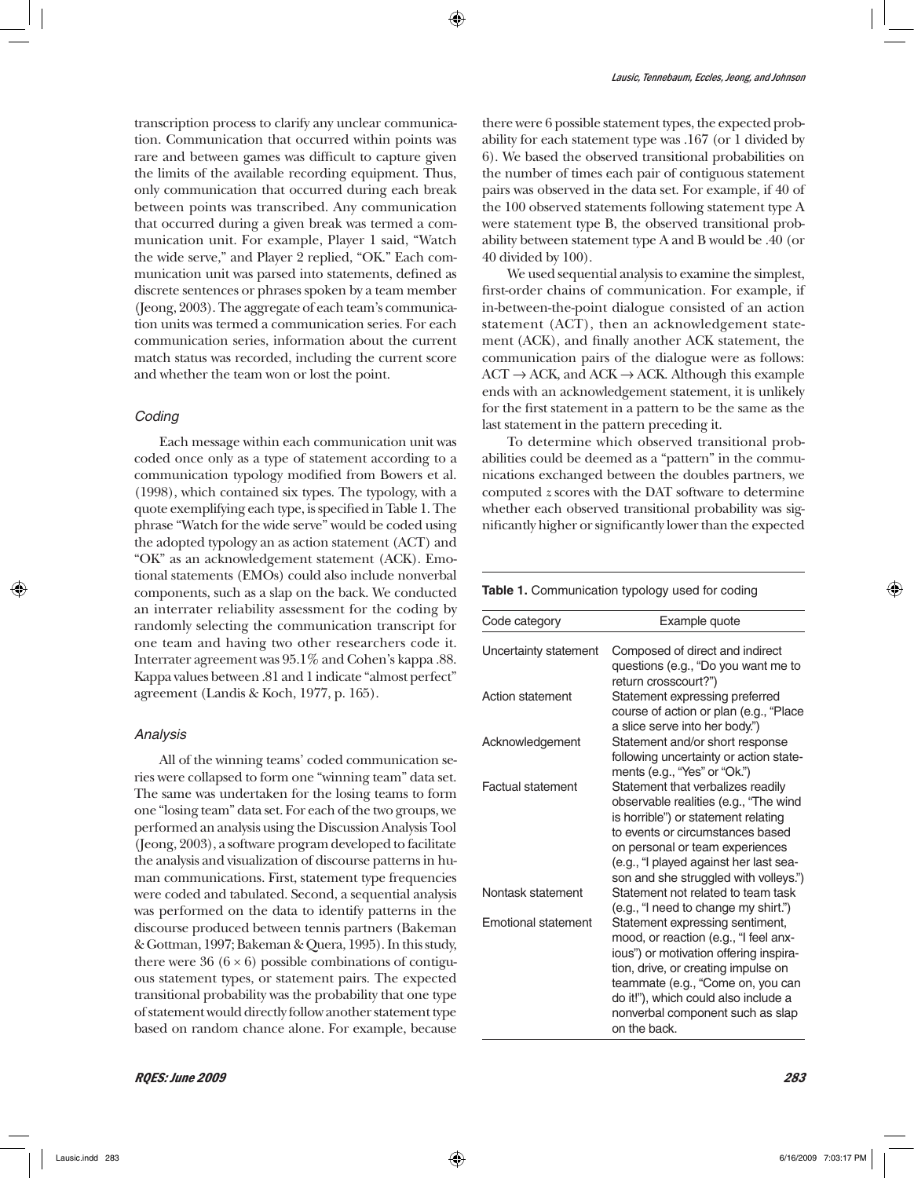transcription process to clarify any unclear communication. Communication that occurred within points was rare and between games was difficult to capture given the limits of the available recording equipment. Thus, only communication that occurred during each break between points was transcribed. Any communication that occurred during a given break was termed a communication unit. For example, Player 1 said, "Watch the wide serve," and Player 2 replied, "OK." Each communication unit was parsed into statements, defined as discrete sentences or phrases spoken by a team member (Jeong, 2003). The aggregate of each team's communication units was termed a communication series. For each communication series, information about the current match status was recorded, including the current score and whether the team won or lost the point.

### *Coding*

Each message within each communication unit was coded once only as a type of statement according to a communication typology modified from Bowers et al. (1998), which contained six types. The typology, with a quote exemplifying each type, is specified in Table 1. The phrase "Watch for the wide serve" would be coded using the adopted typology an as action statement (ACT) and "OK" as an acknowledgement statement (ACK). Emotional statements (EMOs) could also include nonverbal components, such as a slap on the back. We conducted an interrater reliability assessment for the coding by randomly selecting the communication transcript for one team and having two other researchers code it. Interrater agreement was 95.1% and Cohen's kappa .88. Kappa values between .81 and 1 indicate "almost perfect" agreement (Landis & Koch, 1977, p. 165).

### *Analysis*

All of the winning teams' coded communication series were collapsed to form one "winning team" data set. The same was undertaken for the losing teams to form one "losing team" data set. For each of the two groups, we performed an analysis using the Discussion Analysis Tool (Jeong, 2003), a software program developed to facilitate the analysis and visualization of discourse patterns in human communications. First, statement type frequencies were coded and tabulated. Second, a sequential analysis was performed on the data to identify patterns in the discourse produced between tennis partners (Bakeman & Gottman, 1997; Bakeman & Quera, 1995). In this study, there were 36 ($6 \times 6$) possible combinations of contiguous statement types, or statement pairs. The expected transitional probability was the probability that one type of statement would directly follow another statement type based on random chance alone. For example, because there were 6 possible statement types, the expected probability for each statement type was .167 (or 1 divided by 6). We based the observed transitional probabilities on the number of times each pair of contiguous statement pairs was observed in the data set. For example, if 40 of the 100 observed statements following statement type A were statement type B, the observed transitional probability between statement type A and B would be .40 (or 40 divided by 100).

We used sequential analysis to examine the simplest, first-order chains of communication. For example, if in-between-the-point dialogue consisted of an action statement (ACT), then an acknowledgement statement (ACK), and finally another ACK statement, the communication pairs of the dialogue were as follows: ACT → ACK, and ACK → ACK. Although this example ends with an acknowledgement statement, it is unlikely for the first statement in a pattern to be the same as the last statement in the pattern preceding it.

To determine which observed transitional probabilities could be deemed as a "pattern" in the communications exchanged between the doubles partners, we computed $z$ scores with the DAT software to determine whether each observed transitional probability was significantly higher or significantly lower than the expected

**Table 1.** Communication typology used for coding

| Code category | Example quote |
|---|---|
| Uncertainty statement | Composed of direct and indirect questions (e.g., "Do you want me to return crosscourt?") |
| Action statement | Statement expressing preferred course of action or plan (e.g., "Place a slice serve into her body.") |
| Acknowledgement | Statement and/or short response following uncertainty or action statements (e.g., "Yes" or "Ok.") |
| Factual statement | Statement that verbalizes readily observable realities (e.g., "The wind is horrible") or statement relating to events or circumstances based on personal or team experiences (e.g., "I played against her last season and she struggled with volleys.") |
| Nontask statement | Statement not related to team task (e.g., "I need to change my shirt.") |
| Emotional statement | Statement expressing sentiment, mood, or reaction (e.g., "I feel anxious") or motivation offering inspiration, drive, or creating impulse on teammate (e.g., "Come on, you can do it!"), which could also include a nonverbal component such as slap on the back. |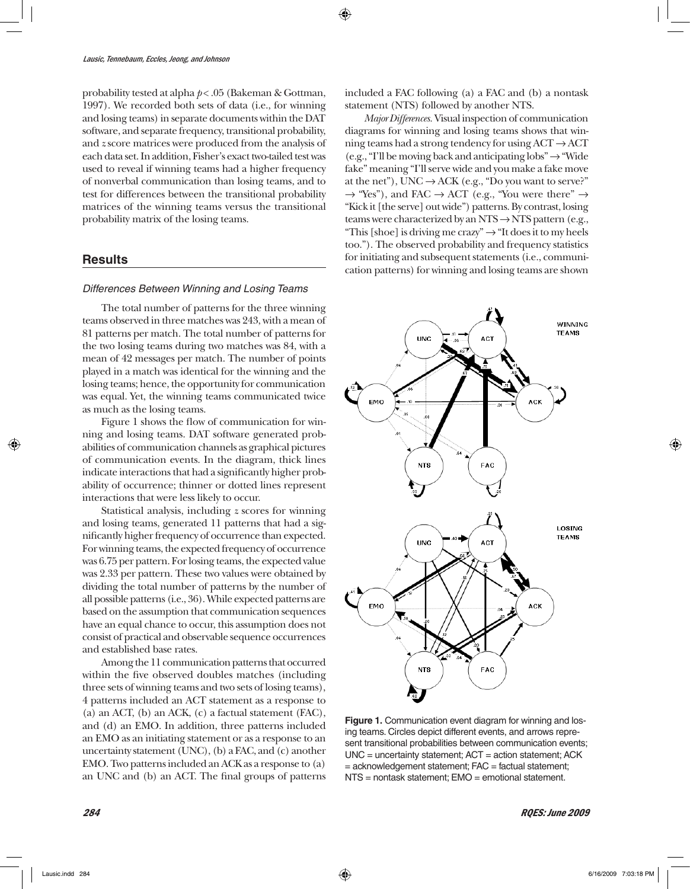probability tested at alpha $p < .05$ (Bakeman & Gottman, 1997). We recorded both sets of data (i.e., for winning and losing teams) in separate documents within the DAT software, and separate frequency, transitional probability, and *z* score matrices were produced from the analysis of each data set. In addition, Fisher's exact two-tailed test was used to reveal if winning teams had a higher frequency of nonverbal communication than losing teams, and to test for differences between the transitional probability matrices of the winning teams versus the transitional probability matrix of the losing teams.

## Results

### Differences Between Winning and Losing Teams

The total number of patterns for the three winning teams observed in three matches was 243, with a mean of 81 patterns per match. The total number of patterns for the two losing teams during two matches was 84, with a mean of 42 messages per match. The number of points played in a match was identical for the winning and the losing teams; hence, the opportunity for communication was equal. Yet, the winning teams communicated twice as much as the losing teams.

Figure 1 shows the flow of communication for winning and losing teams. DAT software generated probabilities of communication channels as graphical pictures of communication events. In the diagram, thick lines indicate interactions that had a significantly higher probability of occurrence; thinner or dotted lines represent interactions that were less likely to occur.

Statistical analysis, including *z* scores for winning and losing teams, generated 11 patterns that had a significantly higher frequency of occurrence than expected. For winning teams, the expected frequency of occurrence was 6.75 per pattern. For losing teams, the expected value was 2.33 per pattern. These two values were obtained by dividing the total number of patterns by the number of all possible patterns (i.e., 36). While expected patterns are based on the assumption that communication sequences have an equal chance to occur, this assumption does not consist of practical and observable sequence occurrences and established base rates.

Among the 11 communication patterns that occurred within the five observed doubles matches (including three sets of winning teams and two sets of losing teams), 4 patterns included an ACT statement as a response to (a) an ACT, (b) an ACK, (c) a factual statement (FAC), and (d) an EMO. In addition, three patterns included an EMO as an initiating statement or as a response to an uncertainty statement (UNC), (b) a FAC, and (c) another EMO. Two patterns included an ACK as a response to (a) an UNC and (b) an ACT. The final groups of patterns included a FAC following (a) a FAC and (b) a nontask statement (NTS) followed by another NTS.

*Major Differences.* Visual inspection of communication diagrams for winning and losing teams shows that winning teams had a strong tendency for using ACT → ACT (e.g., "I'll be moving back and anticipating lobs" → "Wide fake" meaning "I'll serve wide and you make a fake move at the net"), UNC → ACK (e.g., "Do you want to serve?" → "Yes"), and FAC → ACT (e.g., "You were there" → "Kick it [the serve] out wide") patterns. By contrast, losing teams were characterized by an NTS → NTS pattern (e.g., "This [shoe] is driving me crazy" → "It does it to my heels too."). The observed probability and frequency statistics for initiating and subsequent statements (i.e., communication patterns) for winning and losing teams are shown

**Figure 1.** Communication event diagram for winning and losing teams. Circles depict different events, and arrows represent transitional probabilities between communication events; UNC = uncertainty statement; ACT = action statement; ACK = acknowledgement statement; FAC = factual statement; NTS = nontask statement; EMO = emotional statement.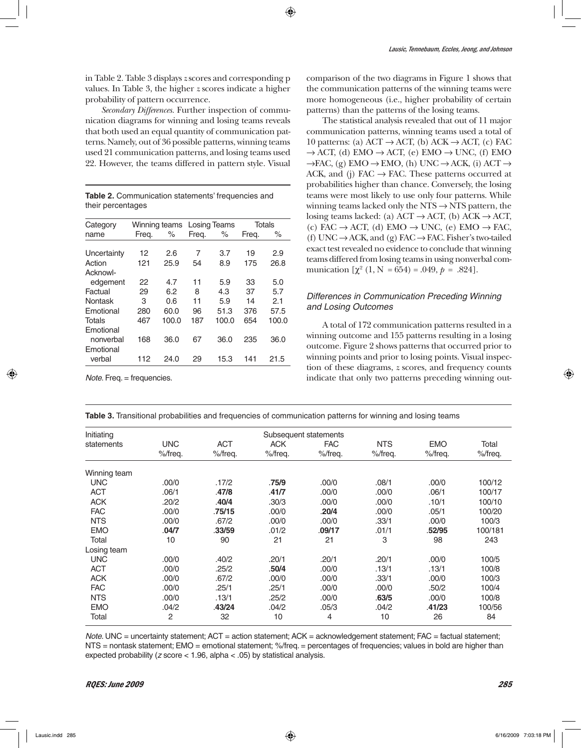in Table 2. Table 3 displays *z* scores and corresponding p values. In Table 3, the higher *z* scores indicate a higher probability of pattern occurrence.

*Secondary Differences.* Further inspection of communication diagrams for winning and losing teams reveals that both used an equal quantity of communication patterns. Namely, out of 36 possible patterns, winning teams used 21 communication patterns, and losing teams used 22. However, the teams differed in pattern style. Visual comparison of the two diagrams in Figure 1 shows that the communication patterns of the winning teams were more homogeneous (i.e., higher probability of certain patterns) than the patterns of the losing teams.

**Table 2.** Communication statements' frequencies and their percentages

| Category name | Winning teams Freq. | % | Losing Teams Freq. | % | Totals Freq. | % |
|---|---|---|---|---|---|---|
| Uncertainty | 12 | 2.6 | 7 | 3.7 | 19 | 2.9 |
| Action | 121 | 25.9 | 54 | 8.9 | 175 | 26.8 |
| Acknowledgement | 22 | 4.7 | 11 | 5.9 | 33 | 5.0 |
| Factual | 29 | 6.2 | 8 | 4.3 | 37 | 5.7 |
| Nontask | 3 | 0.6 | 11 | 5.9 | 14 | 2.1 |
| Emotional | 280 | 60.0 | 96 | 51.3 | 376 | 57.5 |
| Totals | 467 | 100.0 | 187 | 100.0 | 654 | 100.0 |
| Emotional nonverbal | 168 | 36.0 | 67 | 36.0 | 235 | 36.0 |
| Emotional verbal | 112 | 24.0 | 29 | 15.3 | 141 | 21.5 |

*Note.* Freq. = frequencies.

The statistical analysis revealed that out of 11 major communication patterns, winning teams used a total of 10 patterns: (a) ACT → ACT, (b) ACK → ACT, (c) FAC → ACT, (d) EMO → ACT, (e) EMO → UNC, (f) EMO →FAC, (g) EMO → EMO, (h) UNC → ACK, (i) ACT → ACK, and (j) FAC → FAC. These patterns occurred at probabilities higher than chance. Conversely, the losing teams were most likely to use only four patterns. While winning teams lacked only the NTS → NTS pattern, the losing teams lacked: (a) ACT → ACT, (b) ACK → ACT, (c) FAC → ACT, (d) EMO → UNC, (e) EMO → FAC, (f) UNC → ACK, and (g) FAC → FAC. Fisher's two-tailed exact test revealed no evidence to conclude that winning teams differed from losing teams in using nonverbal communication [$\chi^2$ (1, N = 654) = .049, $p$ = .824].

### Differences in Communication Preceding Winning and Losing Outcomes

A total of 172 communication patterns resulted in a winning outcome and 155 patterns resulting in a losing outcome. Figure 2 shows patterns that occurred prior to winning points and prior to losing points. Visual inspection of these diagrams, *z* scores, and frequency counts indicate that only two patterns preceding winning out-

**Table 3.** Transitional probabilities and frequencies of communication patterns for winning and losing teams

| Initiating statements | UNC %/freq. | ACT %/freq. | ACK %/freq. | FAC %/freq. | NTS %/freq. | EMO %/freq. | Total %/freq. |
|---|---|---|---|---|---|---|---|
| Winning team | | | | | | | |
| UNC | .00/0 | .17/2 | **.75/9** | .00/0 | .08/1 | .00/0 | 100/12 |
| ACT | .06/1 | **.47/8** | **.41/7** | .00/0 | .00/0 | .06/1 | 100/17 |
| ACK | .20/2 | **.40/4** | .30/3 | .00/0 | .00/0 | .10/1 | 100/10 |
| FAC | .00/0 | **.75/15** | .00/0 | **.20/4** | .00/0 | .05/1 | 100/20 |
| NTS | .00/0 | .67/2 | .00/0 | .00/0 | .33/1 | .00/0 | 100/3 |
| EMO | **.04/7** | **.33/59** | .01/2 | **.09/17** | .01/1 | **.52/95** | 100/181 |
| Total | 10 | 90 | 21 | 21 | 3 | 98 | 243 |
| Losing team | | | | | | | |
| UNC | .00/0 | .40/2 | .20/1 | .20/1 | .20/1 | .00/0 | 100/5 |
| ACT | .00/0 | .25/2 | **.50/4** | .00/0 | .13/1 | .13/1 | 100/8 |
| ACK | .00/0 | .67/2 | .00/0 | .00/0 | .33/1 | .00/0 | 100/3 |
| FAC | .00/0 | .25/1 | .25/1 | .00/0 | .00/0 | .50/2 | 100/4 |
| NTS | .00/0 | .13/1 | .25/2 | .00/0 | **.63/5** | .00/0 | 100/8 |
| EMO | .04/2 | **.43/24** | .04/2 | .05/3 | .04/2 | **.41/23** | 100/56 |
| Total | 2 | 32 | 10 | 4 | 10 | 26 | 84 |

*Note.* UNC = uncertainty statement; ACT = action statement; ACK = acknowledgement statement; FAC = factual statement; NTS = nontask statement; EMO = emotional statement; %/freq. = percentages of frequencies; values in bold are higher than expected probability (*z* score < 1.96, alpha < .05) by statistical analysis.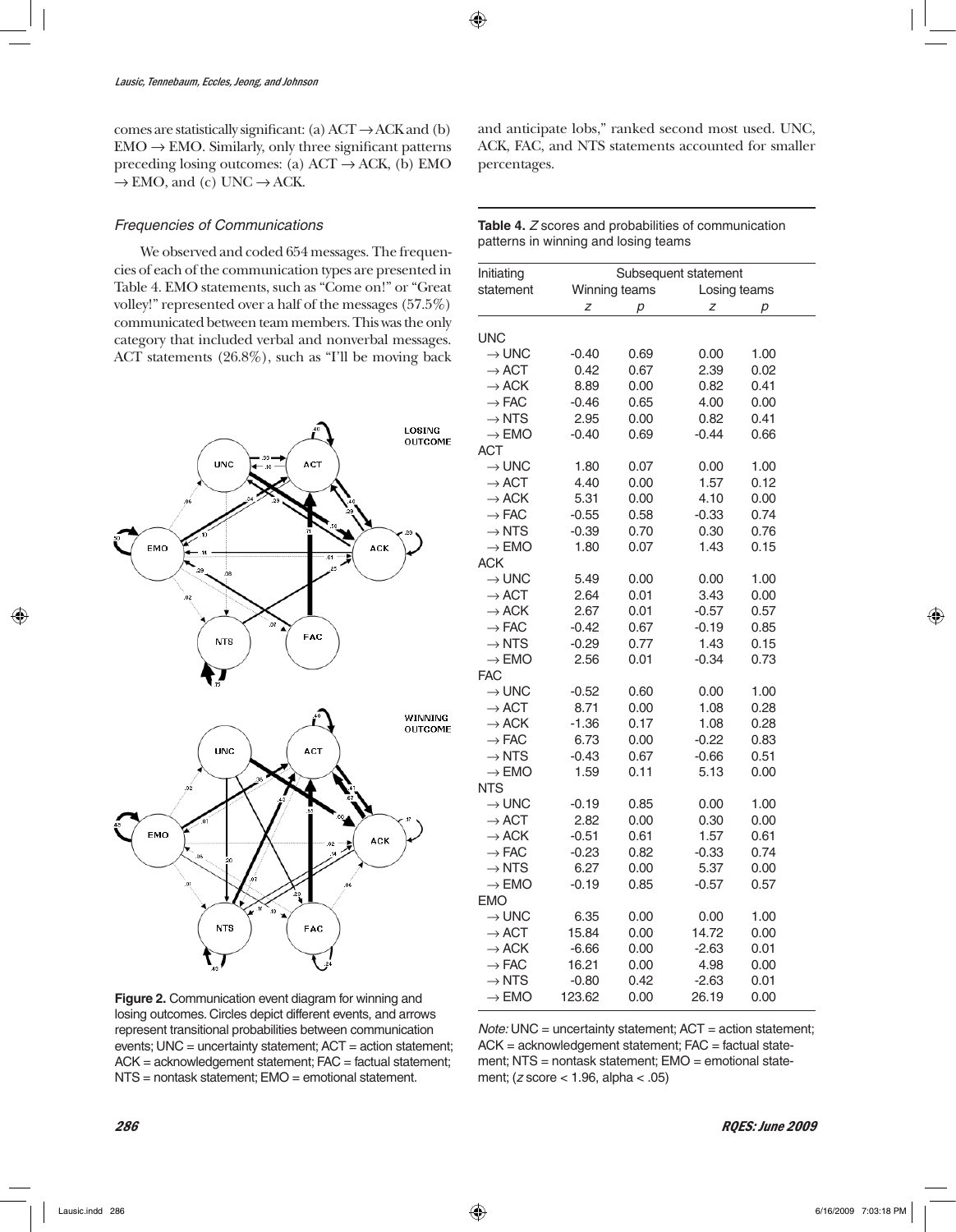comes are statistically significant: (a) ACT → ACK and (b) EMO → EMO. Similarly, only three significant patterns preceding losing outcomes: (a) ACT → ACK, (b) EMO → EMO, and (c) UNC → ACK.

### *Frequencies of Communications*

We observed and coded 654 messages. The frequencies of each of the communication types are presented in Table 4. EMO statements, such as "Come on!" or "Great volley!" represented over a half of the messages (57.5%) communicated between team members. This was the only category that included verbal and nonverbal messages. ACT statements (26.8%), such as "I'll be moving back and anticipate lobs," ranked second most used. UNC, ACK, FAC, and NTS statements accounted for smaller percentages.

**Figure 2.** Communication event diagram for winning and losing outcomes. Circles depict different events, and arrows represent transitional probabilities between communication events; UNC = uncertainty statement; ACT = action statement; ACK = acknowledgement statement; FAC = factual statement; NTS = nontask statement; EMO = emotional statement.

**Table 4.** *Z* scores and probabilities of communication patterns in winning and losing teams

| Initiating statement | Subsequent statement | | | |
|---|---|---|---|---|
| | Winning teams | | Losing teams | |
| | *z* | *p* | *z* | *p* |
| UNC | | | | |
| → UNC | -0.40 | 0.69 | 0.00 | 1.00 |
| → ACT | 0.42 | 0.67 | 2.39 | 0.02 |
| → ACK | 8.89 | 0.00 | 0.82 | 0.41 |
| → FAC | -0.46 | 0.65 | 4.00 | 0.00 |
| → NTS | 2.95 | 0.00 | 0.82 | 0.41 |
| → EMO | -0.40 | 0.69 | -0.44 | 0.66 |
| ACT | | | | |
| → UNC | 1.80 | 0.07 | 0.00 | 1.00 |
| → ACT | 4.40 | 0.00 | 1.57 | 0.12 |
| → ACK | 5.31 | 0.00 | 4.10 | 0.00 |
| → FAC | -0.55 | 0.58 | -0.33 | 0.74 |
| → NTS | -0.39 | 0.70 | 0.30 | 0.76 |
| → EMO | 1.80 | 0.07 | 1.43 | 0.15 |
| ACK | | | | |
| → UNC | 5.49 | 0.00 | 0.00 | 1.00 |
| → ACT | 2.64 | 0.01 | 3.43 | 0.00 |
| → ACK | 2.67 | 0.01 | -0.57 | 0.57 |
| → FAC | -0.42 | 0.67 | -0.19 | 0.85 |
| → NTS | -0.29 | 0.77 | 1.43 | 0.15 |
| → EMO | 2.56 | 0.01 | -0.34 | 0.73 |
| FAC | | | | |
| → UNC | -0.52 | 0.60 | 0.00 | 1.00 |
| → ACT | 8.71 | 0.00 | 1.08 | 0.28 |
| → ACK | -1.36 | 0.17 | 1.08 | 0.28 |
| → FAC | 6.73 | 0.00 | -0.22 | 0.83 |
| → NTS | -0.43 | 0.67 | -0.66 | 0.51 |
| → EMO | 1.59 | 0.11 | 5.13 | 0.00 |
| NTS | | | | |
| → UNC | -0.19 | 0.85 | 0.00 | 1.00 |
| → ACT | 2.82 | 0.00 | 0.30 | 0.00 |
| → ACK | -0.51 | 0.61 | 1.57 | 0.61 |
| → FAC | -0.23 | 0.82 | -0.33 | 0.74 |
| → NTS | 6.27 | 0.00 | 5.37 | 0.00 |
| → EMO | -0.19 | 0.85 | -0.57 | 0.57 |
| EMO | | | | |
| → UNC | 6.35 | 0.00 | 0.00 | 1.00 |
| → ACT | 15.84 | 0.00 | 14.72 | 0.00 |
| → ACK | -6.66 | 0.00 | -2.63 | 0.01 |
| → FAC | 16.21 | 0.00 | 4.98 | 0.00 |
| → NTS | -0.80 | 0.42 | -2.63 | 0.01 |
| → EMO | 123.62 | 0.00 | 26.19 | 0.00 |

*Note:* UNC = uncertainty statement; ACT = action statement; ACK = acknowledgement statement; FAC = factual statement; NTS = nontask statement; EMO = emotional statement; ($z$ score < 1.96, alpha < .05)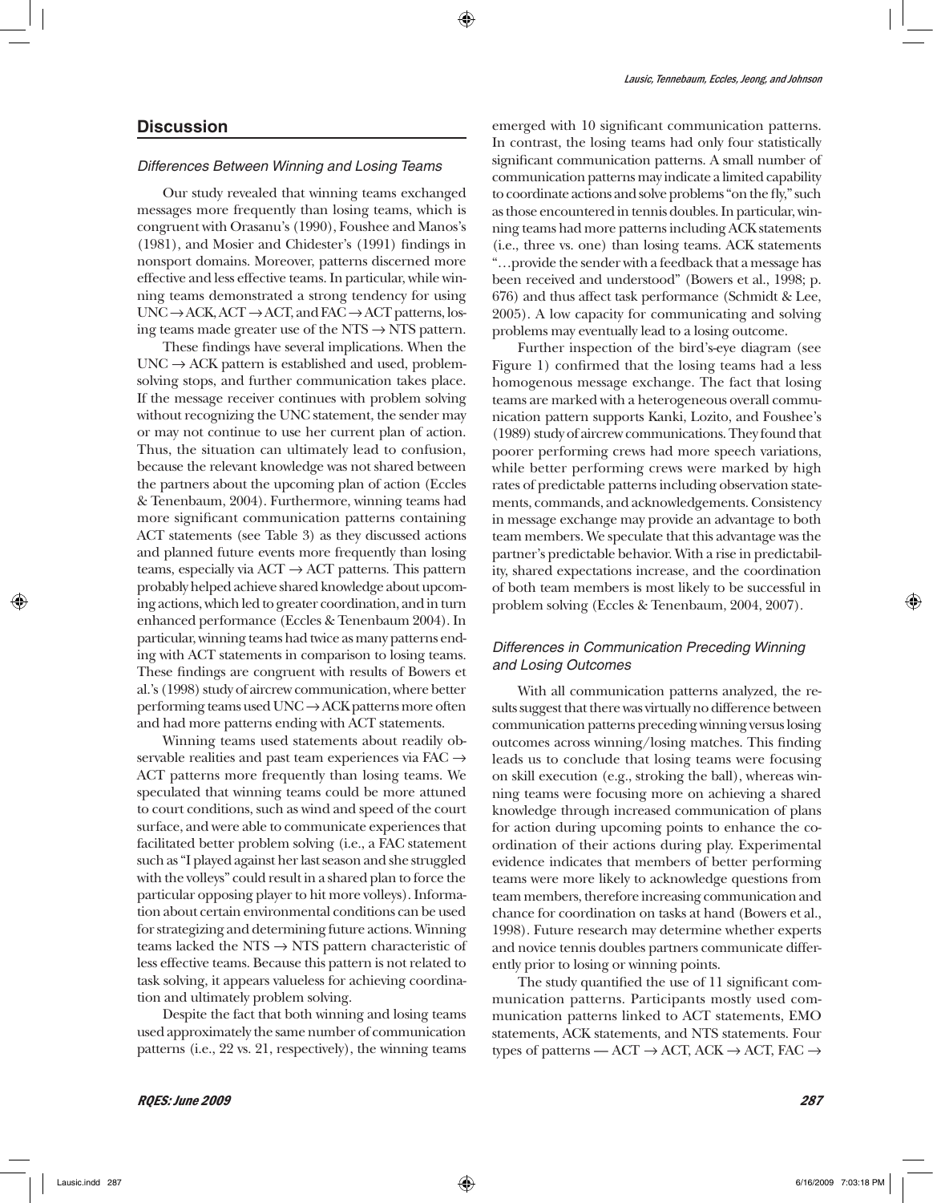## Discussion

### Differences Between Winning and Losing Teams

Our study revealed that winning teams exchanged messages more frequently than losing teams, which is congruent with Orasanu's (1990), Foushee and Manos's (1981), and Mosier and Chidester's (1991) findings in nonsport domains. Moreover, patterns discerned more effective and less effective teams. In particular, while winning teams demonstrated a strong tendency for using UNC → ACK, ACT → ACT, and FAC → ACT patterns, losing teams made greater use of the NTS → NTS pattern.

These findings have several implications. When the UNC → ACK pattern is established and used, problem-solving stops, and further communication takes place. If the message receiver continues with problem solving without recognizing the UNC statement, the sender may or may not continue to use her current plan of action. Thus, the situation can ultimately lead to confusion, because the relevant knowledge was not shared between the partners about the upcoming plan of action (Eccles & Tenenbaum, 2004). Furthermore, winning teams had more significant communication patterns containing ACT statements (see Table 3) as they discussed actions and planned future events more frequently than losing teams, especially via ACT → ACT patterns. This pattern probably helped achieve shared knowledge about upcoming actions, which led to greater coordination, and in turn enhanced performance (Eccles & Tenenbaum 2004). In particular, winning teams had twice as many patterns ending with ACT statements in comparison to losing teams. These findings are congruent with results of Bowers et al.'s (1998) study of aircrew communication, where better performing teams used UNC → ACK patterns more often and had more patterns ending with ACT statements.

Winning teams used statements about readily observable realities and past team experiences via FAC → ACT patterns more frequently than losing teams. We speculated that winning teams could be more attuned to court conditions, such as wind and speed of the court surface, and were able to communicate experiences that facilitated better problem solving (i.e., a FAC statement such as "I played against her last season and she struggled with the volleys" could result in a shared plan to force the particular opposing player to hit more volleys). Information about certain environmental conditions can be used for strategizing and determining future actions. Winning teams lacked the NTS → NTS pattern characteristic of less effective teams. Because this pattern is not related to task solving, it appears valueless for achieving coordination and ultimately problem solving.

Despite the fact that both winning and losing teams used approximately the same number of communication patterns (i.e., 22 vs. 21, respectively), the winning teams emerged with 10 significant communication patterns. In contrast, the losing teams had only four statistically significant communication patterns. A small number of communication patterns may indicate a limited capability to coordinate actions and solve problems "on the fly," such as those encountered in tennis doubles. In particular, winning teams had more patterns including ACK statements (i.e., three vs. one) than losing teams. ACK statements "…provide the sender with a feedback that a message has been received and understood" (Bowers et al., 1998; p. 676) and thus affect task performance (Schmidt & Lee, 2005). A low capacity for communicating and solving problems may eventually lead to a losing outcome.

Further inspection of the bird's-eye diagram (see Figure 1) confirmed that the losing teams had a less homogenous message exchange. The fact that losing teams are marked with a heterogeneous overall communication pattern supports Kanki, Lozito, and Foushee's (1989) study of aircrew communications. They found that poorer performing crews had more speech variations, while better performing crews were marked by high rates of predictable patterns including observation statements, commands, and acknowledgements. Consistency in message exchange may provide an advantage to both team members. We speculate that this advantage was the partner's predictable behavior. With a rise in predictability, shared expectations increase, and the coordination of both team members is most likely to be successful in problem solving (Eccles & Tenenbaum, 2004, 2007).

### Differences in Communication Preceding Winning and Losing Outcomes

With all communication patterns analyzed, the results suggest that there was virtually no difference between communication patterns preceding winning versus losing outcomes across winning/losing matches. This finding leads us to conclude that losing teams were focusing on skill execution (e.g., stroking the ball), whereas winning teams were focusing more on achieving a shared knowledge through increased communication of plans for action during upcoming points to enhance the coordination of their actions during play. Experimental evidence indicates that members of better performing teams were more likely to acknowledge questions from team members, therefore increasing communication and chance for coordination on tasks at hand (Bowers et al., 1998). Future research may determine whether experts and novice tennis doubles partners communicate differently prior to losing or winning points.

The study quantified the use of 11 significant communication patterns. Participants mostly used communication patterns linked to ACT statements, EMO statements, ACK statements, and NTS statements. Four types of patterns — ACT → ACT, ACK → ACT, FAC →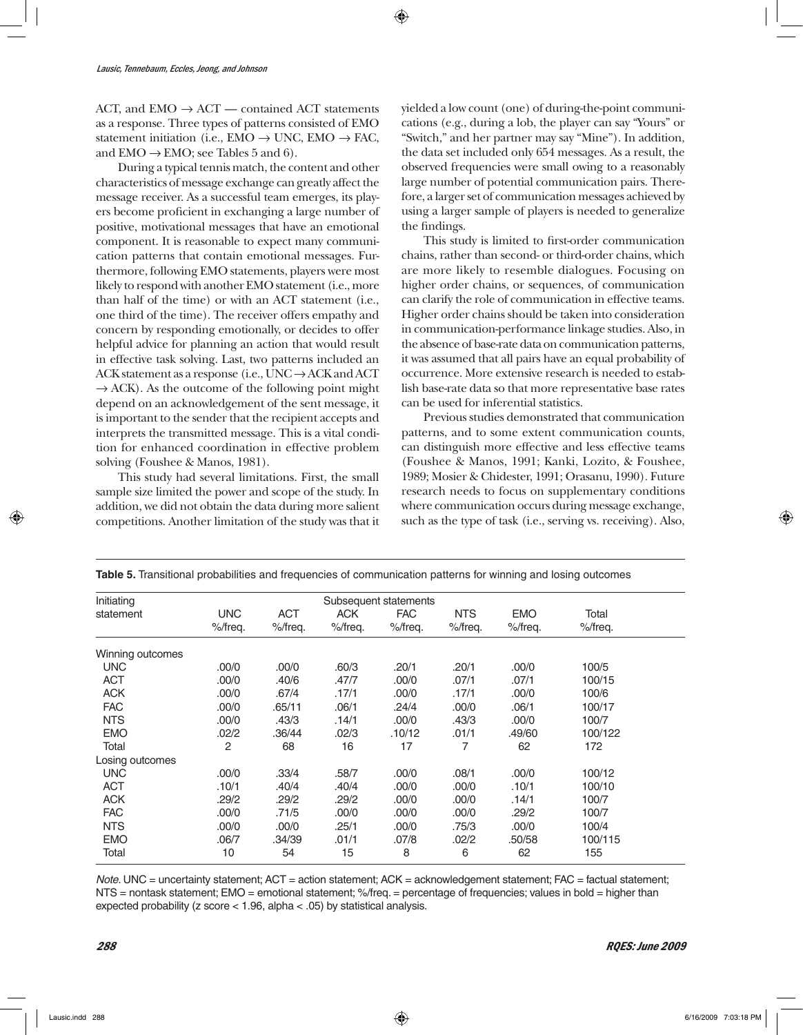ACT, and EMO → ACT — contained ACT statements as a response. Three types of patterns consisted of EMO statement initiation (i.e., EMO → UNC, EMO → FAC, and EMO → EMO; see Tables 5 and 6).

During a typical tennis match, the content and other characteristics of message exchange can greatly affect the message receiver. As a successful team emerges, its players become proficient in exchanging a large number of positive, motivational messages that have an emotional component. It is reasonable to expect many communication patterns that contain emotional messages. Furthermore, following EMO statements, players were most likely to respond with another EMO statement (i.e., more than half of the time) or with an ACT statement (i.e., one third of the time). The receiver offers empathy and concern by responding emotionally, or decides to offer helpful advice for planning an action that would result in effective task solving. Last, two patterns included an ACK statement as a response (i.e., UNC → ACK and ACT → ACK). As the outcome of the following point might depend on an acknowledgement of the sent message, it is important to the sender that the recipient accepts and interprets the transmitted message. This is a vital condition for enhanced coordination in effective problem solving (Foushee & Manos, 1981).

This study had several limitations. First, the small sample size limited the power and scope of the study. In addition, we did not obtain the data during more salient competitions. Another limitation of the study was that it yielded a low count (one) of during-the-point communications (e.g., during a lob, the player can say "Yours" or "Switch," and her partner may say "Mine"). In addition, the data set included only 654 messages. As a result, the observed frequencies were small owing to a reasonably large number of potential communication pairs. Therefore, a larger set of communication messages achieved by using a larger sample of players is needed to generalize the findings.

This study is limited to first-order communication chains, rather than second- or third-order chains, which are more likely to resemble dialogues. Focusing on higher order chains, or sequences, of communication can clarify the role of communication in effective teams. Higher order chains should be taken into consideration in communication-performance linkage studies. Also, in the absence of base-rate data on communication patterns, it was assumed that all pairs have an equal probability of occurrence. More extensive research is needed to establish base-rate data so that more representative base rates can be used for inferential statistics.

Previous studies demonstrated that communication patterns, and to some extent communication counts, can distinguish more effective and less effective teams (Foushee & Manos, 1991; Kanki, Lozito, & Foushee, 1989; Mosier & Chidester, 1991; Orasanu, 1990). Future research needs to focus on supplementary conditions where communication occurs during message exchange, such as the type of task (i.e., serving vs. receiving). Also,

**Table 5.** Transitional probabilities and frequencies of communication patterns for winning and losing outcomes

| Initiating statement | Subsequent statements UNC %/freq. | ACT %/freq. | ACK %/freq. | FAC %/freq. | NTS %/freq. | EMO %/freq. | Total %/freq. |
|---|---|---|---|---|---|---|---|
| Winning outcomes | | | | | | | |
| UNC | .00/0 | .00/0 | .60/3 | .20/1 | .20/1 | .00/0 | 100/5 |
| ACT | .00/0 | .40/6 | .47/7 | .00/0 | .07/1 | .07/1 | 100/15 |
| ACK | .00/0 | .67/4 | .17/1 | .00/0 | .17/1 | .00/0 | 100/6 |
| FAC | .00/0 | .65/11 | .06/1 | .24/4 | .00/0 | .06/1 | 100/17 |
| NTS | .00/0 | .43/3 | .14/1 | .00/0 | .43/3 | .00/0 | 100/7 |
| EMO | .02/2 | .36/44 | .02/3 | .10/12 | .01/1 | .49/60 | 100/122 |
| Total | 2 | 68 | 16 | 17 | 7 | 62 | 172 |
| Losing outcomes | | | | | | | |
| UNC | .00/0 | .33/4 | .58/7 | .00/0 | .08/1 | .00/0 | 100/12 |
| ACT | .10/1 | .40/4 | .40/4 | .00/0 | .00/0 | .10/1 | 100/10 |
| ACK | .29/2 | .29/2 | .29/2 | .00/0 | .00/0 | .14/1 | 100/7 |
| FAC | .00/0 | .71/5 | .00/0 | .00/0 | .00/0 | .29/2 | 100/7 |
| NTS | .00/0 | .00/0 | .25/1 | .00/0 | .75/3 | .00/0 | 100/4 |
| EMO | .06/7 | .34/39 | .01/1 | .07/8 | .02/2 | .50/58 | 100/115 |
| Total | 10 | 54 | 15 | 8 | 6 | 62 | 155 |

*Note.* UNC = uncertainty statement; ACT = action statement; ACK = acknowledgement statement; FAC = factual statement; NTS = nontask statement; EMO = emotional statement; %/freq. = percentage of frequencies; values in bold = higher than expected probability (z score < 1.96, alpha < .05) by statistical analysis.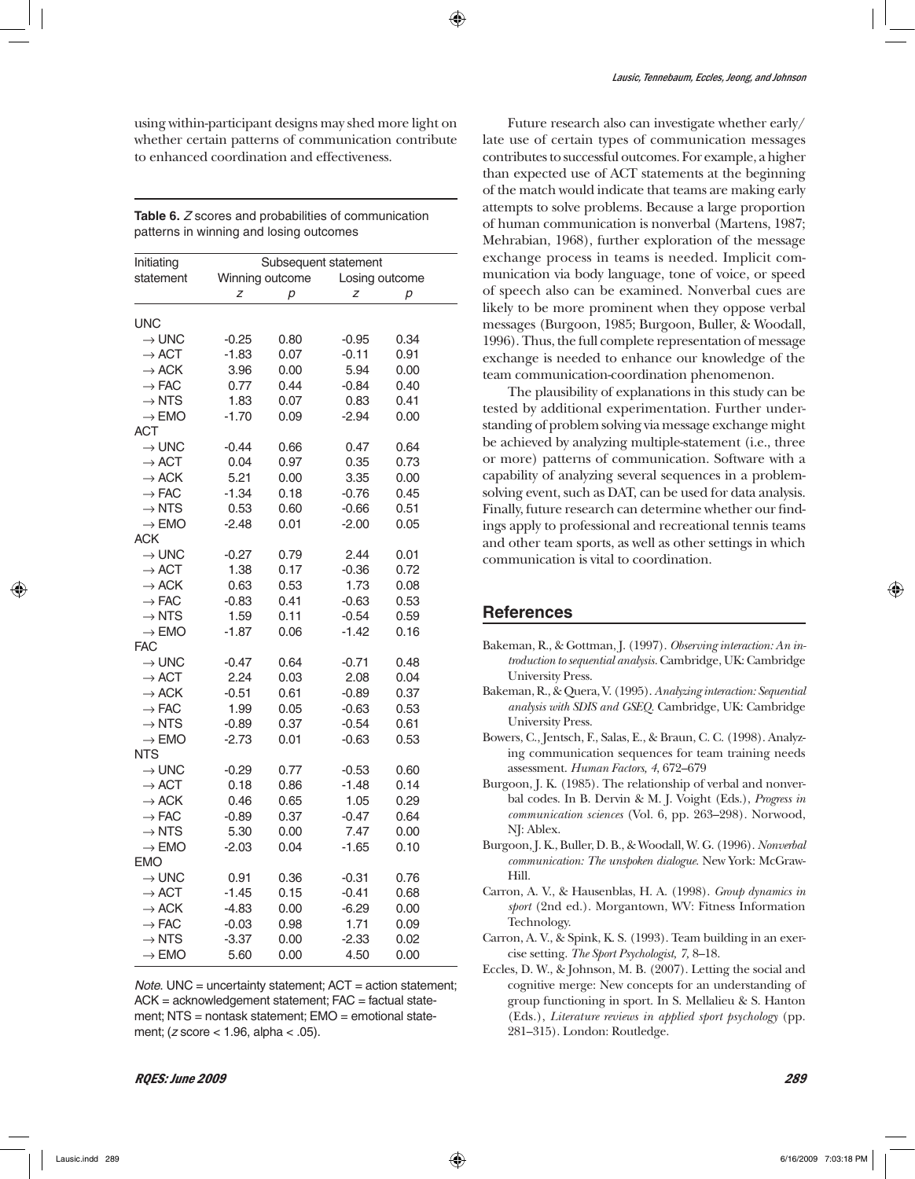using within-participant designs may shed more light on whether certain patterns of communication contribute to enhanced coordination and effectiveness.

**Table 6.** *Z* scores and probabilities of communication patterns in winning and losing outcomes

| Initiating statement | Subsequent statement | | | |
|---|---|---|---|---|
| | Winning outcome | | Losing outcome | |
| | *z* | *p* | *z* | *p* |
| UNC | | | | |
| → UNC | -0.25 | 0.80 | -0.95 | 0.34 |
| → ACT | -1.83 | 0.07 | -0.11 | 0.91 |
| → ACK | 3.96 | 0.00 | 5.94 | 0.00 |
| → FAC | 0.77 | 0.44 | -0.84 | 0.40 |
| → NTS | 1.83 | 0.07 | 0.83 | 0.41 |
| → EMO | -1.70 | 0.09 | -2.94 | 0.00 |
| ACT | | | | |
| → UNC | -0.44 | 0.66 | 0.47 | 0.64 |
| → ACT | 0.04 | 0.97 | 0.35 | 0.73 |
| → ACK | 5.21 | 0.00 | 3.35 | 0.00 |
| → FAC | -1.34 | 0.18 | -0.76 | 0.45 |
| → NTS | 0.53 | 0.60 | -0.66 | 0.51 |
| → EMO | -2.48 | 0.01 | -2.00 | 0.05 |
| ACK | | | | |
| → UNC | -0.27 | 0.79 | 2.44 | 0.01 |
| → ACT | 1.38 | 0.17 | -0.36 | 0.72 |
| → ACK | 0.63 | 0.53 | 1.73 | 0.08 |
| → FAC | -0.83 | 0.41 | -0.63 | 0.53 |
| → NTS | 1.59 | 0.11 | -0.54 | 0.59 |
| → EMO | -1.87 | 0.06 | -1.42 | 0.16 |
| FAC | | | | |
| → UNC | -0.47 | 0.64 | -0.71 | 0.48 |
| → ACT | 2.24 | 0.03 | 2.08 | 0.04 |
| → ACK | -0.51 | 0.61 | -0.89 | 0.37 |
| → FAC | 1.99 | 0.05 | -0.63 | 0.53 |
| → NTS | -0.89 | 0.37 | -0.54 | 0.61 |
| → EMO | -2.73 | 0.01 | -0.63 | 0.53 |
| NTS | | | | |
| → UNC | -0.29 | 0.77 | -0.53 | 0.60 |
| → ACT | 0.18 | 0.86 | -1.48 | 0.14 |
| → ACK | 0.46 | 0.65 | 1.05 | 0.29 |
| → FAC | -0.89 | 0.37 | -0.47 | 0.64 |
| → NTS | 5.30 | 0.00 | 7.47 | 0.00 |
| → EMO | -2.03 | 0.04 | -1.65 | 0.10 |
| EMO | | | | |
| → UNC | 0.91 | 0.36 | -0.31 | 0.76 |
| → ACT | -1.45 | 0.15 | -0.41 | 0.68 |
| → ACK | -4.83 | 0.00 | -6.29 | 0.00 |
| → FAC | -0.03 | 0.98 | 1.71 | 0.09 |
| → NTS | -3.37 | 0.00 | -2.33 | 0.02 |
| → EMO | 5.60 | 0.00 | 4.50 | 0.00 |

*Note.* UNC = uncertainty statement; ACT = action statement; ACK = acknowledgement statement; FAC = factual statement; NTS = nontask statement; EMO = emotional statement; (*z* score < 1.96, alpha < .05).

Future research also can investigate whether early/late use of certain types of communication messages contributes to successful outcomes. For example, a higher than expected use of ACT statements at the beginning of the match would indicate that teams are making early attempts to solve problems. Because a large proportion of human communication is nonverbal (Martens, 1987; Mehrabian, 1968), further exploration of the message exchange process in teams is needed. Implicit communication via body language, tone of voice, or speed of speech also can be examined. Nonverbal cues are likely to be more prominent when they oppose verbal messages (Burgoon, 1985; Burgoon, Buller, & Woodall, 1996). Thus, the full complete representation of message exchange is needed to enhance our knowledge of the team communication-coordination phenomenon.

The plausibility of explanations in this study can be tested by additional experimentation. Further understanding of problem solving via message exchange might be achieved by analyzing multiple-statement (i.e., three or more) patterns of communication. Software with a capability of analyzing several sequences in a problem-solving event, such as DAT, can be used for data analysis. Finally, future research can determine whether our findings apply to professional and recreational tennis teams and other team sports, as well as other settings in which communication is vital to coordination.

## References

Bakeman, R., & Gottman, J. (1997). *Observing interaction: An introduction to sequential analysis*. Cambridge, UK: Cambridge University Press.

Bakeman, R., & Quera, V. (1995). *Analyzing interaction: Sequential analysis with SDIS and GSEQ*. Cambridge, UK: Cambridge University Press.

Bowers, C., Jentsch, F., Salas, E., & Braun, C. C. (1998). Analyzing communication sequences for team training needs assessment. *Human Factors, 4*, 672–679

Burgoon, J. K. (1985). The relationship of verbal and nonverbal codes. In B. Dervin & M. J. Voight (Eds.), *Progress in communication sciences* (Vol. 6, pp. 263–298). Norwood, NJ: Ablex.

Burgoon, J. K., Buller, D. B., & Woodall, W. G. (1996). *Nonverbal communication: The unspoken dialogue*. New York: McGraw-Hill.

Carron, A. V., & Hausenblas, H. A. (1998). *Group dynamics in sport* (2nd ed.). Morgantown, WV: Fitness Information Technology.

Carron, A. V., & Spink, K. S. (1993). Team building in an exercise setting. *The Sport Psychologist, 7*, 8–18.

Eccles, D. W., & Johnson, M. B. (2007). Letting the social and cognitive merge: New concepts for an understanding of group functioning in sport. In S. Mellalieu & S. Hanton (Eds.), *Literature reviews in applied sport psychology* (pp. 281–315). London: Routledge.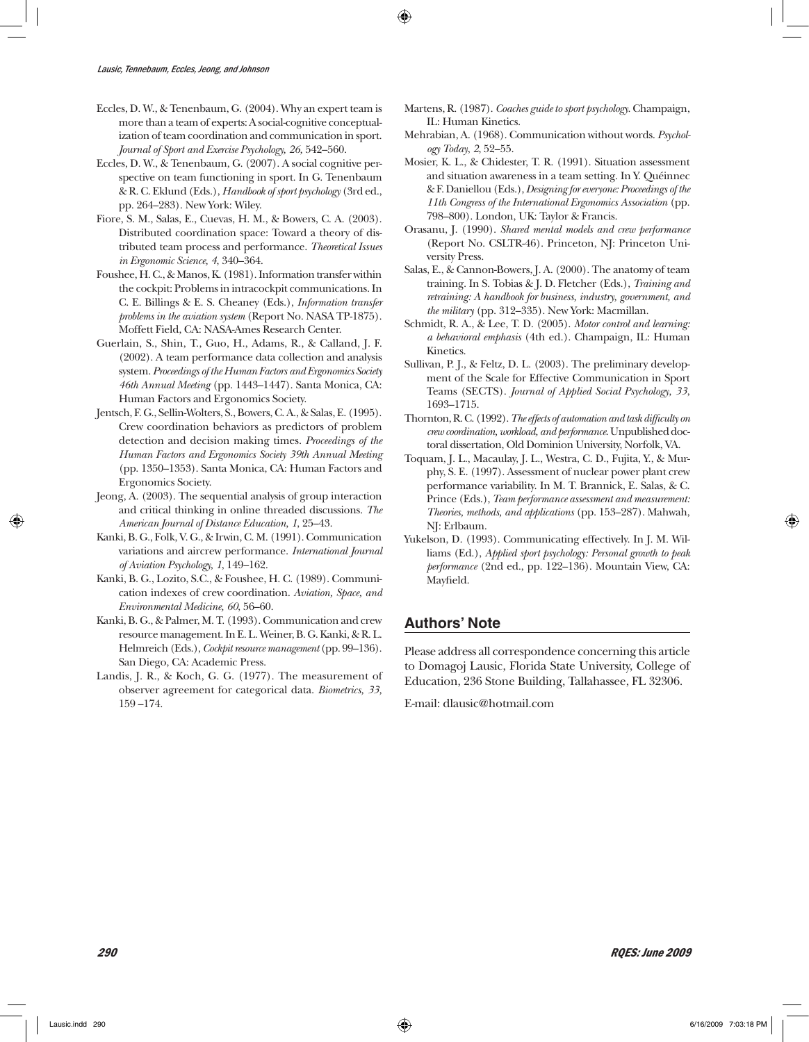Eccles, D. W., & Tenenbaum, G. (2004). Why an expert team is more than a team of experts: A social-cognitive conceptualization of team coordination and communication in sport. *Journal of Sport and Exercise Psychology, 26,* 542–560.

Eccles, D. W., & Tenenbaum, G. (2007). A social cognitive perspective on team functioning in sport. In G. Tenenbaum & R. C. Eklund (Eds.), *Handbook of sport psychology* (3rd ed., pp. 264–283). New York: Wiley.

Fiore, S. M., Salas, E., Cuevas, H. M., & Bowers, C. A. (2003). Distributed coordination space: Toward a theory of distributed team process and performance. *Theoretical Issues in Ergonomic Science, 4,* 340–364.

Foushee, H. C., & Manos, K. (1981). Information transfer within the cockpit: Problems in intracockpit communications. In C. E. Billings & E. S. Cheaney (Eds.), *Information transfer problems in the aviation system* (Report No. NASA TP-1875). Moffett Field, CA: NASA-Ames Research Center.

Guerlain, S., Shin, T., Guo, H., Adams, R., & Calland, J. F. (2002). A team performance data collection and analysis system. *Proceedings of the Human Factors and Ergonomics Society 46th Annual Meeting* (pp. 1443–1447). Santa Monica, CA: Human Factors and Ergonomics Society.

Jentsch, F. G., Sellin-Wolters, S., Bowers, C. A., & Salas, E. (1995). Crew coordination behaviors as predictors of problem detection and decision making times. *Proceedings of the Human Factors and Ergonomics Society 39th Annual Meeting* (pp. 1350–1353). Santa Monica, CA: Human Factors and Ergonomics Society.

Jeong, A. (2003). The sequential analysis of group interaction and critical thinking in online threaded discussions. *The American Journal of Distance Education, 1,* 25–43.

Kanki, B. G., Folk, V. G., & Irwin, C. M. (1991). Communication variations and aircrew performance. *International Journal of Aviation Psychology, 1,* 149–162.

Kanki, B. G., Lozito, S.C., & Foushee, H. C. (1989). Communication indexes of crew coordination. *Aviation, Space, and Environmental Medicine, 60,* 56–60.

Kanki, B. G., & Palmer, M. T. (1993). Communication and crew resource management. In E. L. Weiner, B. G. Kanki, & R. L. Helmreich (Eds.), *Cockpit resource management* (pp. 99–136). San Diego, CA: Academic Press.

Landis, J. R., & Koch, G. G. (1977). The measurement of observer agreement for categorical data. *Biometrics, 33,* 159 –174.

Martens, R. (1987). *Coaches guide to sport psychology.* Champaign, IL: Human Kinetics.

Mehrabian, A. (1968). Communication without words. *Psychology Today, 2,* 52–55.

Mosier, K. L., & Chidester, T. R. (1991). Situation assessment and situation awareness in a team setting. In Y. Quéinnec & F. Daniellou (Eds.), *Designing for everyone: Proceedings of the 11th Congress of the International Ergonomics Association* (pp. 798–800). London, UK: Taylor & Francis.

Orasanu, J. (1990). *Shared mental models and crew performance* (Report No. CSLTR-46). Princeton, NJ: Princeton University Press.

Salas, E., & Cannon-Bowers, J. A. (2000). The anatomy of team training. In S. Tobias & J. D. Fletcher (Eds.), *Training and retraining: A handbook for business, industry, government, and the military* (pp. 312–335). New York: Macmillan.

Schmidt, R. A., & Lee, T. D. (2005). *Motor control and learning: a behavioral emphasis* (4th ed.). Champaign, IL: Human Kinetics.

Sullivan, P. J., & Feltz, D. L. (2003). The preliminary development of the Scale for Effective Communication in Sport Teams (SECTS). *Journal of Applied Social Psychology, 33,* 1693–1715.

Thornton, R. C. (1992). *The effects of automation and task difficulty on crew coordination, workload, and performance.* Unpublished doctoral dissertation, Old Dominion University, Norfolk, VA.

Toquam, J. L., Macaulay, J. L., Westra, C. D., Fujita, Y., & Murphy, S. E. (1997). Assessment of nuclear power plant crew performance variability. In M. T. Brannick, E. Salas, & C. Prince (Eds.), *Team performance assessment and measurement: Theories, methods, and applications* (pp. 153–287). Mahwah, NJ: Erlbaum.

Yukelson, D. (1993). Communicating effectively. In J. M. Williams (Ed.), *Applied sport psychology: Personal growth to peak performance* (2nd ed., pp. 122–136). Mountain View, CA: Mayfield.

## Authors' Note

Please address all correspondence concerning this article to Domagoj Lausic, Florida State University, College of Education, 236 Stone Building, Tallahassee, FL 32306.

E-mail: dlausic@hotmail.com